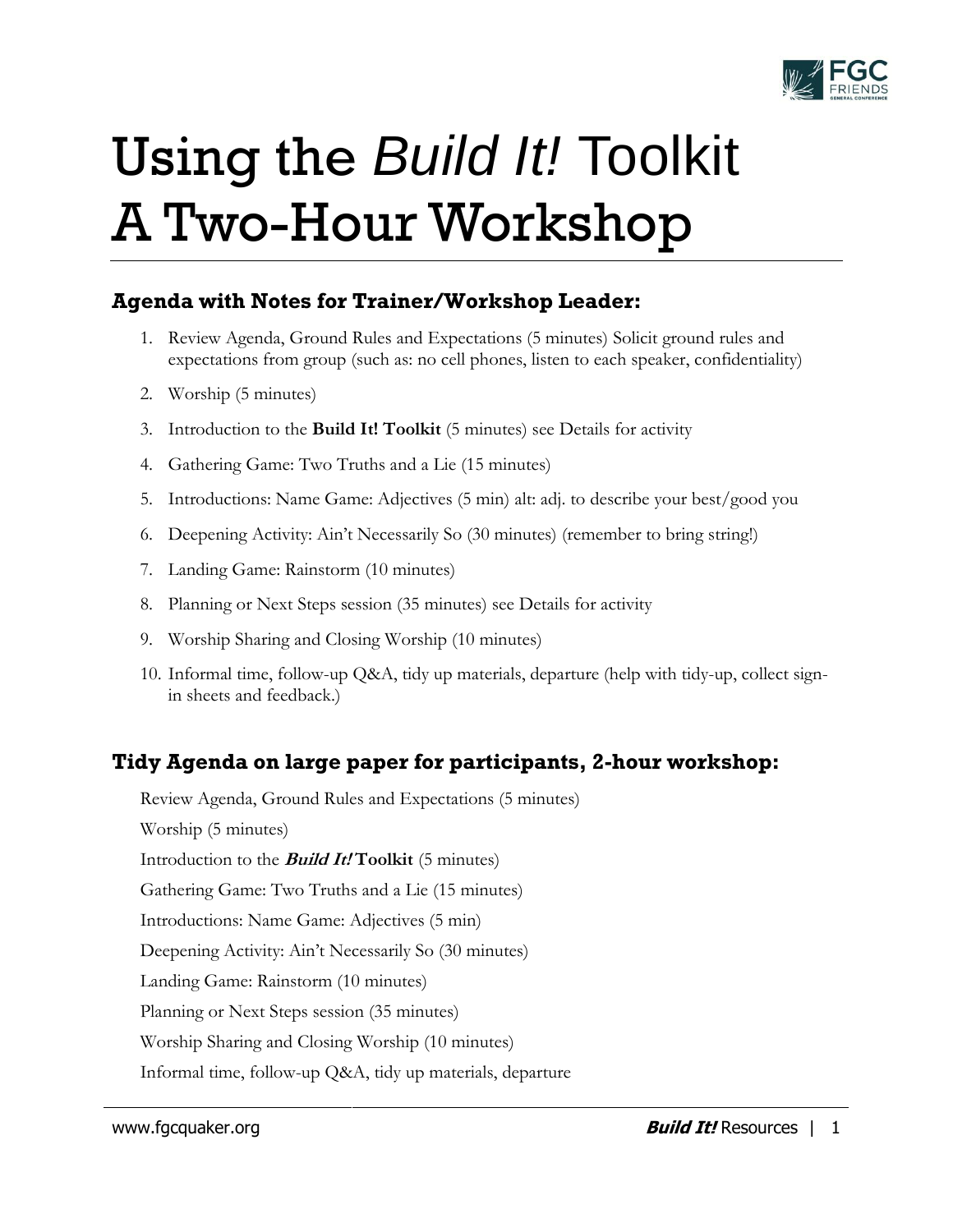# Using the *Build It!* Toolkit A Two-Hour Workshop

## Agenda with Notes for Trainer/Workshop Leader:

1. Review Agenda, Ground Rules and Expectations (5 minutes) Solicit ground rules and expectations from group (such as: no cell phones, listen to each speaker, confidentiality)
2. Worship (5 minutes)
3. Introduction to the **Build It! Toolkit** (5 minutes) see Details for activity
4. Gathering Game: Two Truths and a Lie (15 minutes)
5. Introductions: Name Game: Adjectives (5 min) alt: adj. to describe your best/good you
6. Deepening Activity: Ain't Necessarily So (30 minutes) (remember to bring string!)
7. Landing Game: Rainstorm (10 minutes)
8. Planning or Next Steps session (35 minutes) see Details for activity
9. Worship Sharing and Closing Worship (10 minutes)
10. Informal time, follow-up Q&A, tidy up materials, departure (help with tidy-up, collect sign-in sheets and feedback.)

## Tidy Agenda on large paper for participants, 2-hour workshop:

Review Agenda, Ground Rules and Expectations (5 minutes)

Worship (5 minutes)

Introduction to the ***Build It!* Toolkit** (5 minutes)

Gathering Game: Two Truths and a Lie (15 minutes)

Introductions: Name Game: Adjectives (5 min)

Deepening Activity: Ain't Necessarily So (30 minutes)

Landing Game: Rainstorm (10 minutes)

Planning or Next Steps session (35 minutes)

Worship Sharing and Closing Worship (10 minutes)

Informal time, follow-up Q&A, tidy up materials, departure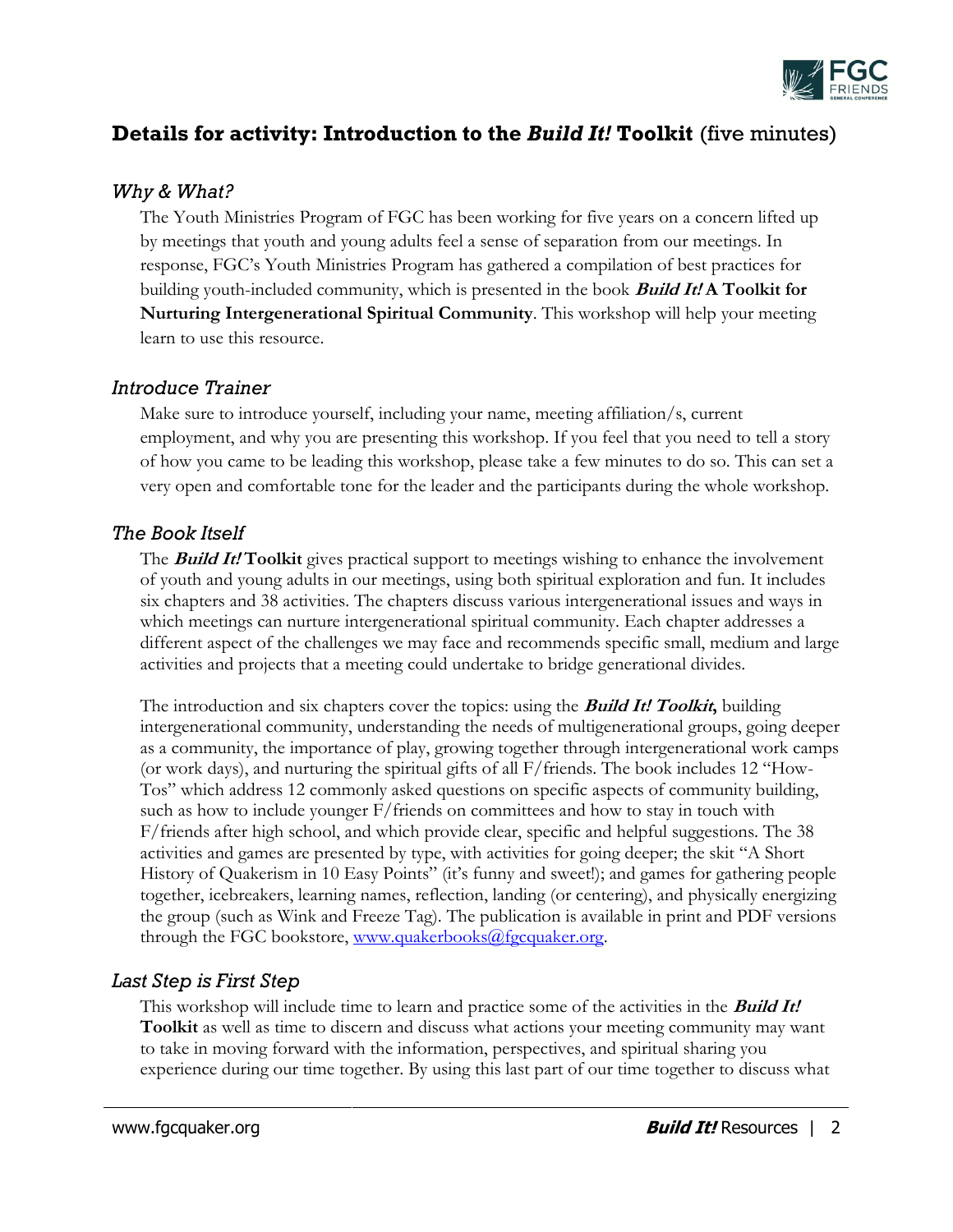## Details for activity: Introduction to the *Build It!* Toolkit (five minutes)

### *Why & What?*

The Youth Ministries Program of FGC has been working for five years on a concern lifted up by meetings that youth and young adults feel a sense of separation from our meetings. In response, FGC's Youth Ministries Program has gathered a compilation of best practices for building youth-included community, which is presented in the book ***Build It!* A Toolkit for Nurturing Intergenerational Spiritual Community**. This workshop will help your meeting learn to use this resource.

### *Introduce Trainer*

Make sure to introduce yourself, including your name, meeting affiliation/s, current employment, and why you are presenting this workshop. If you feel that you need to tell a story of how you came to be leading this workshop, please take a few minutes to do so. This can set a very open and comfortable tone for the leader and the participants during the whole workshop.

### *The Book Itself*

The ***Build It!* Toolkit** gives practical support to meetings wishing to enhance the involvement of youth and young adults in our meetings, using both spiritual exploration and fun. It includes six chapters and 38 activities. The chapters discuss various intergenerational issues and ways in which meetings can nurture intergenerational spiritual community. Each chapter addresses a different aspect of the challenges we may face and recommends specific small, medium and large activities and projects that a meeting could undertake to bridge generational divides.

The introduction and six chapters cover the topics: using the ***Build It! Toolkit*,** building intergenerational community, understanding the needs of multigenerational groups, going deeper as a community, the importance of play, growing together through intergenerational work camps (or work days), and nurturing the spiritual gifts of all F/friends. The book includes 12 "How-Tos" which address 12 commonly asked questions on specific aspects of community building, such as how to include younger F/friends on committees and how to stay in touch with F/friends after high school, and which provide clear, specific and helpful suggestions. The 38 activities and games are presented by type, with activities for going deeper; the skit "A Short History of Quakerism in 10 Easy Points" (it's funny and sweet!); and games for gathering people together, icebreakers, learning names, reflection, landing (or centering), and physically energizing the group (such as Wink and Freeze Tag). The publication is available in print and PDF versions through the FGC bookstore, [www.quakerbooks@fgcquaker.org](www.quakerbooks@fgcquaker.org).

### *Last Step is First Step*

This workshop will include time to learn and practice some of the activities in the ***Build It!* Toolkit** as well as time to discern and discuss what actions your meeting community may want to take in moving forward with the information, perspectives, and spiritual sharing you experience during our time together. By using this last part of our time together to discuss what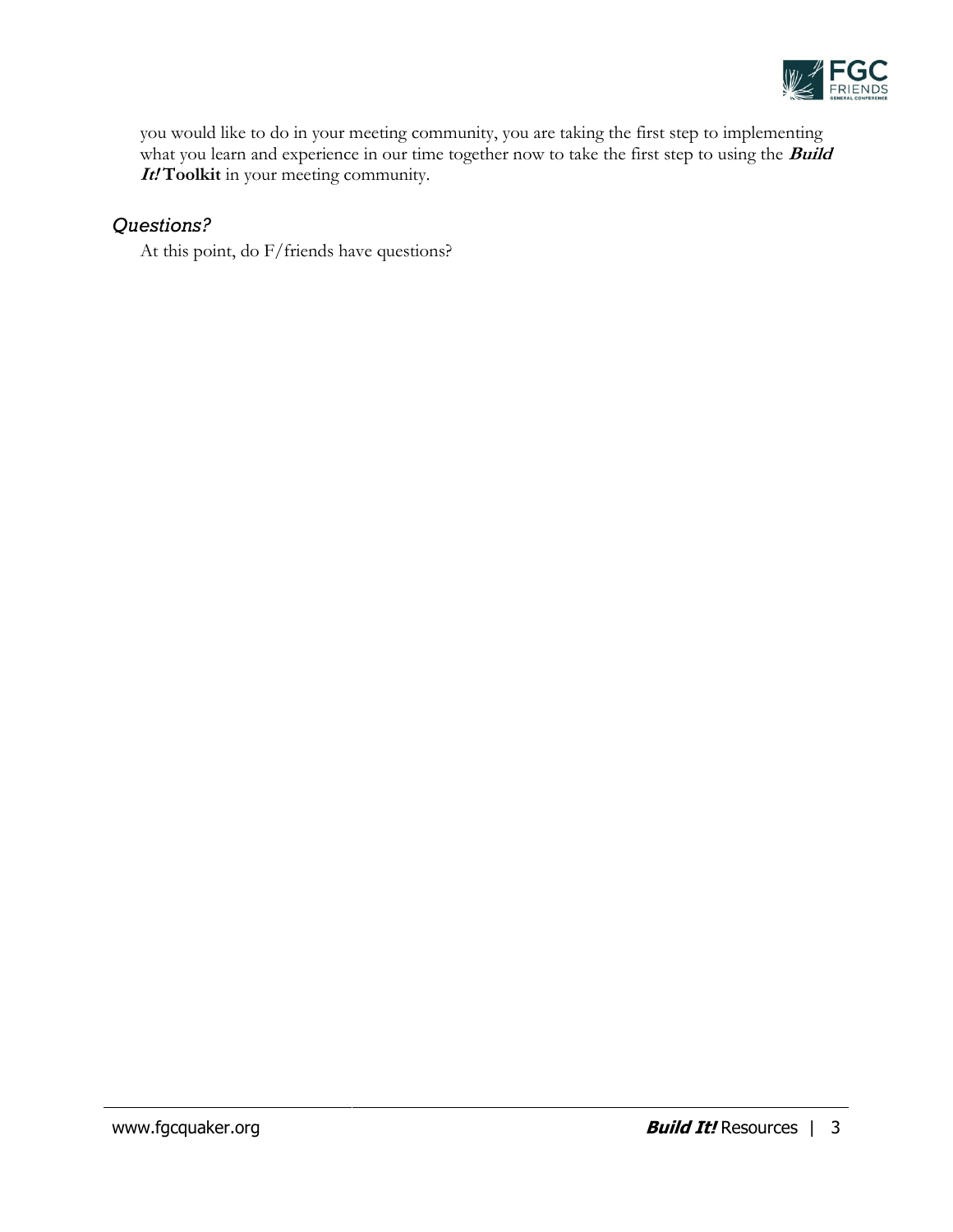you would like to do in your meeting community, you are taking the first step to implementing what you learn and experience in our time together now to take the first step to using the ***Build It!*** **Toolkit** in your meeting community.

### *Questions?*

At this point, do F/friends have questions?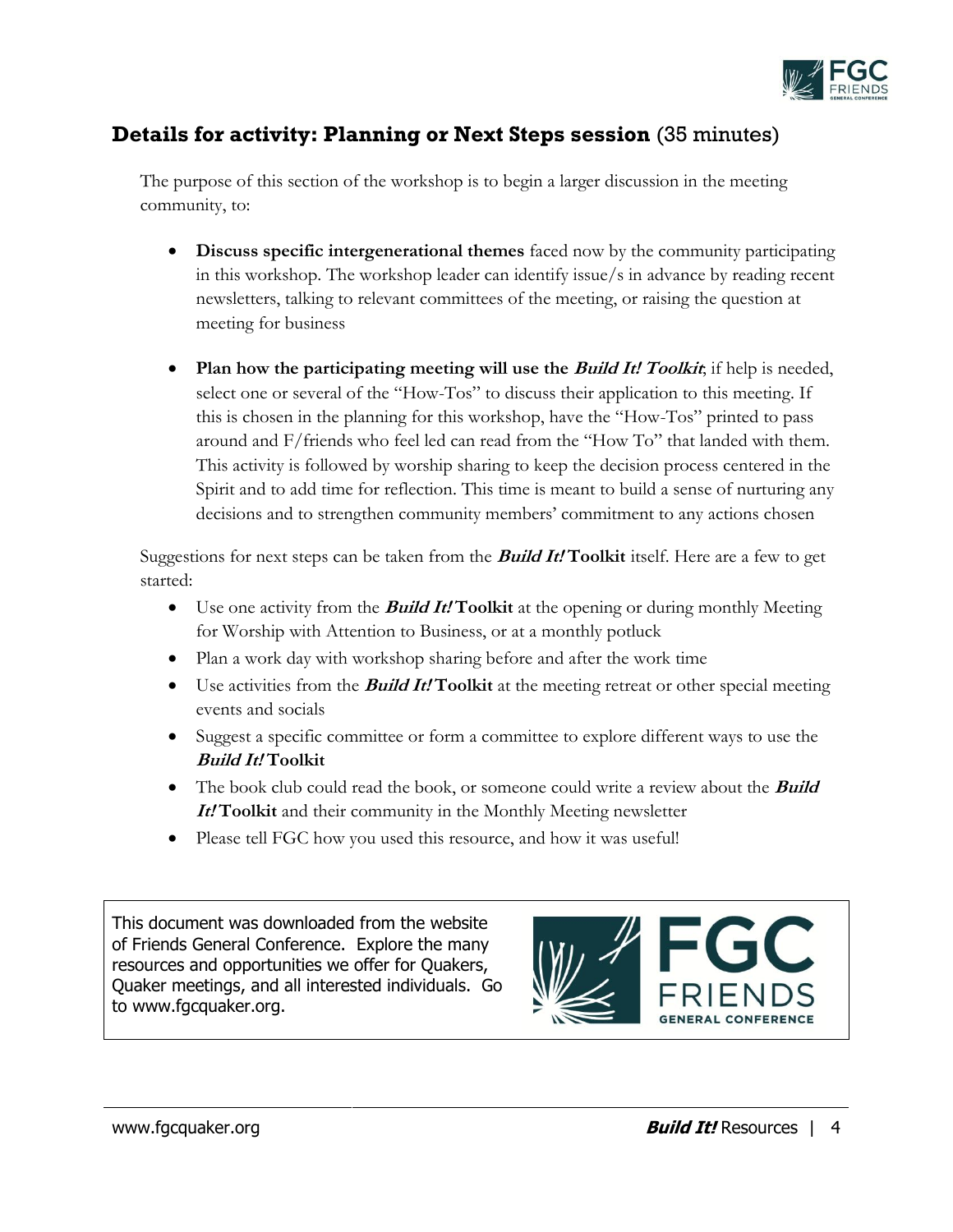## **Details for activity: Planning or Next Steps session** (35 minutes)

The purpose of this section of the workshop is to begin a larger discussion in the meeting community, to:

- **Discuss specific intergenerational themes** faced now by the community participating in this workshop. The workshop leader can identify issue/s in advance by reading recent newsletters, talking to relevant committees of the meeting, or raising the question at meeting for business

- **Plan how the participating meeting will use the *Build It! Toolkit***; if help is needed, select one or several of the "How-Tos" to discuss their application to this meeting. If this is chosen in the planning for this workshop, have the "How-Tos" printed to pass around and F/friends who feel led can read from the "How To" that landed with them. This activity is followed by worship sharing to keep the decision process centered in the Spirit and to add time for reflection. This time is meant to build a sense of nurturing any decisions and to strengthen community members' commitment to any actions chosen

Suggestions for next steps can be taken from the ***Build It!* Toolkit** itself. Here are a few to get started:

- Use one activity from the ***Build It!* Toolkit** at the opening or during monthly Meeting for Worship with Attention to Business, or at a monthly potluck
- Plan a work day with workshop sharing before and after the work time
- Use activities from the ***Build It!* Toolkit** at the meeting retreat or other special meeting events and socials
- Suggest a specific committee or form a committee to explore different ways to use the ***Build It!* Toolkit**
- The book club could read the book, or someone could write a review about the ***Build It!* Toolkit** and their community in the Monthly Meeting newsletter
- Please tell FGC how you used this resource, and how it was useful!

This document was downloaded from the website of Friends General Conference. Explore the many resources and opportunities we offer for Quakers, Quaker meetings, and all interested individuals. Go to www.fgcquaker.org.